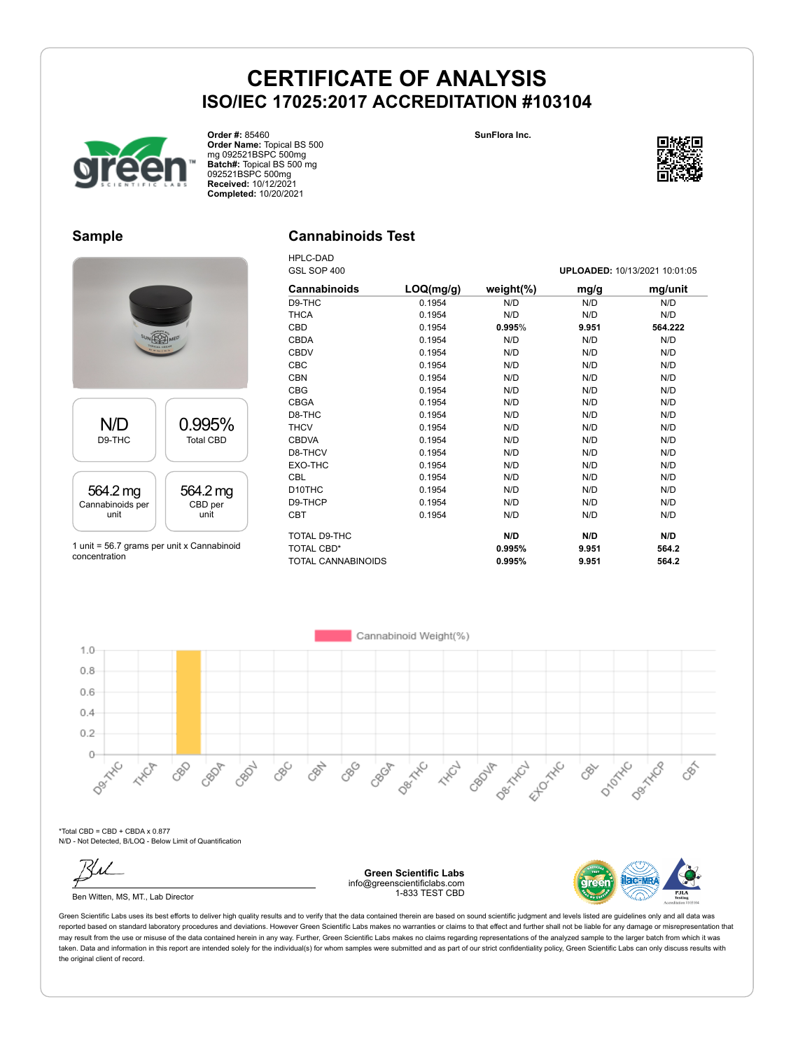# CERTIFICATE OF ANALYSIS
## ISO/IEC 17025:2017 ACCREDITATION #103104

**Order #:** 85460
**Order Name:** Topical BS 500 mg 092521BSPC 500mg
**Batch#:** Topical BS 500 mg 092521BSPC 500mg
**Received:** 10/12/2021
**Completed:** 10/20/2021

**SunFlora Inc.**

## Sample

| N/D | 0.995% |
|---|---|
| D9-THC | Total CBD |

| 564.2 mg | 564.2 mg |
|---|---|
| Cannabinoids per unit | CBD per unit |

1 unit = 56.7 grams per unit x Cannabinoid concentration

## Cannabinoids Test

HPLC-DAD
GSL SOP 400

**UPLOADED:** 10/13/2021 10:01:05

| Cannabinoids | LOQ(mg/g) | weight(%) | mg/g | mg/unit |
|---|---|---|---|---|
| D9-THC | 0.1954 | N/D | N/D | N/D |
| THCA | 0.1954 | N/D | N/D | N/D |
| CBD | 0.1954 | **0.995%** | **9.951** | **564.222** |
| CBDA | 0.1954 | N/D | N/D | N/D |
| CBDV | 0.1954 | N/D | N/D | N/D |
| CBC | 0.1954 | N/D | N/D | N/D |
| CBN | 0.1954 | N/D | N/D | N/D |
| CBG | 0.1954 | N/D | N/D | N/D |
| CBGA | 0.1954 | N/D | N/D | N/D |
| D8-THC | 0.1954 | N/D | N/D | N/D |
| THCV | 0.1954 | N/D | N/D | N/D |
| CBDVA | 0.1954 | N/D | N/D | N/D |
| D8-THCV | 0.1954 | N/D | N/D | N/D |
| EXO-THC | 0.1954 | N/D | N/D | N/D |
| CBL | 0.1954 | N/D | N/D | N/D |
| D10THC | 0.1954 | N/D | N/D | N/D |
| D9-THCP | 0.1954 | N/D | N/D | N/D |
| CBT | 0.1954 | N/D | N/D | N/D |
| TOTAL D9-THC | | **N/D** | **N/D** | **N/D** |
| TOTAL CBD* | | **0.995%** | **9.951** | **564.2** |
| TOTAL CANNABINOIDS | | **0.995%** | **9.951** | **564.2** |

Cannabinoid Weight(%)

*Total CBD = CBD + CBDA x 0.877
N/D - Not Detected, B/LOQ - Below Limit of Quantification

Ben Witten, MS, MT., Lab Director

**Green Scientific Labs**
info@greenscientificlabs.com
1-833 TEST CBD

Green Scientific Labs uses its best efforts to deliver high quality results and to verify that the data contained therein are based on sound scientific judgment and levels listed are guidelines only and all data was reported based on standard laboratory procedures and deviations. However Green Scientific Labs makes no warranties or claims to that effect and further shall not be liable for any damage or misrepresentation that may result from the use or misuse of the data contained herein in any way. Further, Green Scientific Labs makes no claims regarding representations of the analyzed sample to the larger batch from which it was taken. Data and information in this report are intended solely for the individual(s) for whom samples were submitted and as part of our strict confidentiality policy, Green Scientific Labs can only discuss results with the original client of record.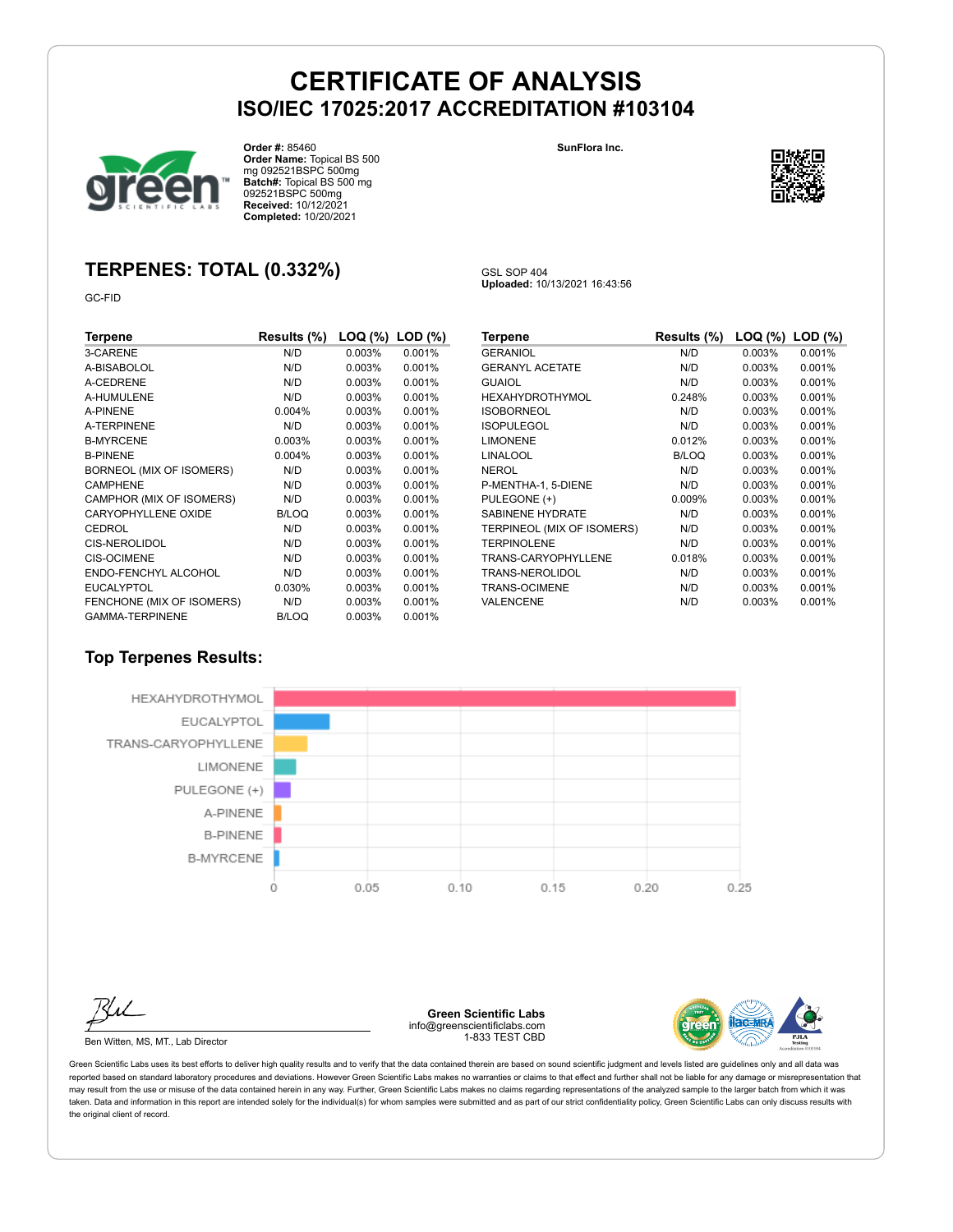# CERTIFICATE OF ANALYSIS
## ISO/IEC 17025:2017 ACCREDITATION #103104

**Order #:** 85460
**Order Name:** Topical BS 500 mg 092521BSPC 500mg
**Batch#:** Topical BS 500 mg 092521BSPC 500mg
**Received:** 10/12/2021
**Completed:** 10/20/2021

**SunFlora Inc.**

## TERPENES: TOTAL (0.332%)

GC-FID

GSL SOP 404
**Uploaded:** 10/13/2021 16:43:56

| Terpene | Results (%) | LOQ (%) | LOD (%) |
|---|---|---|---|
| 3-CARENE | N/D | 0.003% | 0.001% |
| A-BISABOLOL | N/D | 0.003% | 0.001% |
| A-CEDRENE | N/D | 0.003% | 0.001% |
| A-HUMULENE | N/D | 0.003% | 0.001% |
| A-PINENE | 0.004% | 0.003% | 0.001% |
| A-TERPINENE | N/D | 0.003% | 0.001% |
| B-MYRCENE | 0.003% | 0.003% | 0.001% |
| B-PINENE | 0.004% | 0.003% | 0.001% |
| BORNEOL (MIX OF ISOMERS) | N/D | 0.003% | 0.001% |
| CAMPHENE | N/D | 0.003% | 0.001% |
| CAMPHOR (MIX OF ISOMERS) | N/D | 0.003% | 0.001% |
| CARYOPHYLLENE OXIDE | B/LOQ | 0.003% | 0.001% |
| CEDROL | N/D | 0.003% | 0.001% |
| CIS-NEROLIDOL | N/D | 0.003% | 0.001% |
| CIS-OCIMENE | N/D | 0.003% | 0.001% |
| ENDO-FENCHYL ALCOHOL | N/D | 0.003% | 0.001% |
| EUCALYPTOL | 0.030% | 0.003% | 0.001% |
| FENCHONE (MIX OF ISOMERS) | N/D | 0.003% | 0.001% |
| GAMMA-TERPINENE | B/LOQ | 0.003% | 0.001% |
| GERANIOL | N/D | 0.003% | 0.001% |
| GERANYL ACETATE | N/D | 0.003% | 0.001% |
| GUAIOL | N/D | 0.003% | 0.001% |
| HEXAHYDROTHYMOL | 0.248% | 0.003% | 0.001% |
| ISOBORNEOL | N/D | 0.003% | 0.001% |
| ISOPULEGOL | N/D | 0.003% | 0.001% |
| LIMONENE | 0.012% | 0.003% | 0.001% |
| LINALOOL | B/LOQ | 0.003% | 0.001% |
| NEROL | N/D | 0.003% | 0.001% |
| P-MENTHA-1, 5-DIENE | N/D | 0.003% | 0.001% |
| PULEGONE (+) | 0.009% | 0.003% | 0.001% |
| SABINENE HYDRATE | N/D | 0.003% | 0.001% |
| TERPINEOL (MIX OF ISOMERS) | N/D | 0.003% | 0.001% |
| TERPINOLENE | N/D | 0.003% | 0.001% |
| TRANS-CARYOPHYLLENE | 0.018% | 0.003% | 0.001% |
| TRANS-NEROLIDOL | N/D | 0.003% | 0.001% |
| TRANS-OCIMENE | N/D | 0.003% | 0.001% |
| VALENCENE | N/D | 0.003% | 0.001% |

### Top Terpenes Results:

| Terpene | Result (%) |
|---|---|
| HEXAHYDROTHYMOL | 0.248 |
| EUCALYPTOL | 0.030 |
| TRANS-CARYOPHYLLENE | 0.018 |
| LIMONENE | 0.012 |
| PULEGONE (+) | 0.009 |
| A-PINENE | 0.004 |
| B-PINENE | 0.004 |
| B-MYRCENE | 0.003 |

Ben Witten, MS, MT., Lab Director

**Green Scientific Labs**
info@greenscientificlabs.com
1-833 TEST CBD

Green Scientific Labs uses its best efforts to deliver high quality results and to verify that the data contained therein are based on sound scientific judgment and levels listed are guidelines only and all data was reported based on standard laboratory procedures and deviations. However Green Scientific Labs makes no warranties or claims to that effect and further shall not be liable for any damage or misrepresentation that may result from the use or misuse of the data contained herein in any way. Further, Green Scientific Labs makes no claims regarding representations of the analyzed sample to the larger batch from which it was taken. Data and information in this report are intended solely for the individual(s) for whom samples were submitted and as part of our strict confidentiality policy, Green Scientific Labs can only discuss results with the original client of record.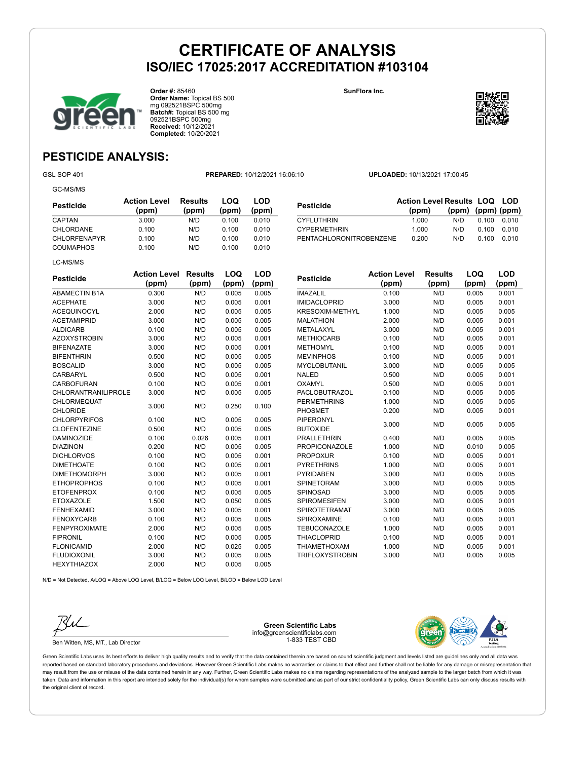# CERTIFICATE OF ANALYSIS
## ISO/IEC 17025:2017 ACCREDITATION #103104

**Order #:** 85460
**Order Name:** Topical BS 500 mg 092521BSPC 500mg
**Batch#:** Topical BS 500 mg 092521BSPC 500mg
**Received:** 10/12/2021
**Completed:** 10/20/2021

**SunFlora Inc.**

## PESTICIDE ANALYSIS:

GSL SOP 401 **PREPARED:** 10/12/2021 16:06:10 **UPLOADED:** 10/13/2021 17:00:45

GC-MS/MS

| Pesticide | Action Level (ppm) | Results (ppm) | LOQ (ppm) | LOD (ppm) |
|---|---|---|---|---|
| CAPTAN | 3.000 | N/D | 0.100 | 0.010 |
| CHLORDANE | 0.100 | N/D | 0.100 | 0.010 |
| CHLORFENAPYR | 0.100 | N/D | 0.100 | 0.010 |
| COUMAPHOS | 0.100 | N/D | 0.100 | 0.010 |
| CYFLUTHRIN | 1.000 | N/D | 0.100 | 0.010 |
| CYPERMETHRIN | 1.000 | N/D | 0.100 | 0.010 |
| PENTACHLORONITROBENZENE | 0.200 | N/D | 0.100 | 0.010 |

LC-MS/MS

| Pesticide | Action Level (ppm) | Results (ppm) | LOQ (ppm) | LOD (ppm) |
|---|---|---|---|---|
| ABAMECTIN B1A | 0.300 | N/D | 0.005 | 0.005 |
| ACEPHATE | 3.000 | N/D | 0.005 | 0.001 |
| ACEQUINOCYL | 2.000 | N/D | 0.005 | 0.005 |
| ACETAMIPRID | 3.000 | N/D | 0.005 | 0.005 |
| ALDICARB | 0.100 | N/D | 0.005 | 0.005 |
| AZOXYSTROBIN | 3.000 | N/D | 0.005 | 0.001 |
| BIFENAZATE | 3.000 | N/D | 0.005 | 0.001 |
| BIFENTHRIN | 0.500 | N/D | 0.005 | 0.005 |
| BOSCALID | 3.000 | N/D | 0.005 | 0.005 |
| CARBARYL | 0.500 | N/D | 0.005 | 0.001 |
| CARBOFURAN | 0.100 | N/D | 0.005 | 0.001 |
| CHLORANTRANILIPROLE | 3.000 | N/D | 0.005 | 0.005 |
| CHLORMEQUAT CHLORIDE | 3.000 | N/D | 0.250 | 0.100 |
| CHLORPYRIFOS | 0.100 | N/D | 0.005 | 0.005 |
| CLOFENTEZINE | 0.500 | N/D | 0.005 | 0.005 |
| DAMINOZIDE | 0.100 | 0.026 | 0.005 | 0.001 |
| DIAZINON | 0.200 | N/D | 0.005 | 0.005 |
| DICHLORVOS | 0.100 | N/D | 0.005 | 0.001 |
| DIMETHOATE | 0.100 | N/D | 0.005 | 0.001 |
| DIMETHOMORPH | 3.000 | N/D | 0.005 | 0.001 |
| ETHOPROPHOS | 0.100 | N/D | 0.005 | 0.001 |
| ETOFENPROX | 0.100 | N/D | 0.005 | 0.005 |
| ETOXAZOLE | 1.500 | N/D | 0.050 | 0.005 |
| FENHEXAMID | 3.000 | N/D | 0.005 | 0.001 |
| FENOXYCARB | 0.100 | N/D | 0.005 | 0.005 |
| FENPYROXIMATE | 2.000 | N/D | 0.005 | 0.005 |
| FIPRONIL | 0.100 | N/D | 0.005 | 0.005 |
| FLONICAMID | 2.000 | N/D | 0.025 | 0.005 |
| FLUDIOXONIL | 3.000 | N/D | 0.005 | 0.005 |
| HEXYTHIAZOX | 2.000 | N/D | 0.005 | 0.005 |
| IMAZALIL | 0.100 | N/D | 0.005 | 0.001 |
| IMIDACLOPRID | 3.000 | N/D | 0.005 | 0.001 |
| KRESOXIM-METHYL | 1.000 | N/D | 0.005 | 0.005 |
| MALATHION | 2.000 | N/D | 0.005 | 0.001 |
| METALAXYL | 3.000 | N/D | 0.005 | 0.001 |
| METHIOCARB | 0.100 | N/D | 0.005 | 0.001 |
| METHOMYL | 0.100 | N/D | 0.005 | 0.001 |
| MEVINPHOS | 0.100 | N/D | 0.005 | 0.001 |
| MYCLOBUTANIL | 3.000 | N/D | 0.005 | 0.005 |
| NALED | 0.500 | N/D | 0.005 | 0.001 |
| OXAMYL | 0.500 | N/D | 0.005 | 0.001 |
| PACLOBUTRAZOL | 0.100 | N/D | 0.005 | 0.005 |
| PERMETHRINS | 1.000 | N/D | 0.005 | 0.005 |
| PHOSMET | 0.200 | N/D | 0.005 | 0.001 |
| PIPERONYL BUTOXIDE | 3.000 | N/D | 0.005 | 0.005 |
| PRALLETHRIN | 0.400 | N/D | 0.005 | 0.005 |
| PROPICONAZOLE | 1.000 | N/D | 0.010 | 0.005 |
| PROPOXUR | 0.100 | N/D | 0.005 | 0.001 |
| PYRETHRINS | 1.000 | N/D | 0.005 | 0.001 |
| PYRIDABEN | 3.000 | N/D | 0.005 | 0.005 |
| SPINETORAM | 3.000 | N/D | 0.005 | 0.005 |
| SPINOSAD | 3.000 | N/D | 0.005 | 0.005 |
| SPIROMESIFEN | 3.000 | N/D | 0.005 | 0.001 |
| SPIROTETRAMAT | 3.000 | N/D | 0.005 | 0.005 |
| SPIROXAMINE | 0.100 | N/D | 0.005 | 0.001 |
| TEBUCONAZOLE | 1.000 | N/D | 0.005 | 0.001 |
| THIACLOPRID | 0.100 | N/D | 0.005 | 0.001 |
| THIAMETHOXAM | 1.000 | N/D | 0.005 | 0.001 |
| TRIFLOXYSTROBIN | 3.000 | N/D | 0.005 | 0.005 |

N/D = Not Detected, A/LOQ = Above LOQ Level, B/LOQ = Below LOQ Level, B/LOD = Below LOD Level

Ben Witten, MS, MT., Lab Director

**Green Scientific Labs**
info@greenscientificlabs.com
1-833 TEST CBD

Green Scientific Labs uses its best efforts to deliver high quality results and to verify that the data contained therein are based on sound scientific judgment and levels listed are guidelines only and all data was reported based on standard laboratory procedures and deviations. However Green Scientific Labs makes no warranties or claims to that effect and further shall not be liable for any damage or misrepresentation that may result from the use or misuse of the data contained herein in any way. Further, Green Scientific Labs makes no claims regarding representations of the analyzed sample to the larger batch from which it was taken. Data and information in this report are intended solely for the individual(s) for whom samples were submitted and as part of our strict confidentiality policy, Green Scientific Labs can only discuss results with the original client of record.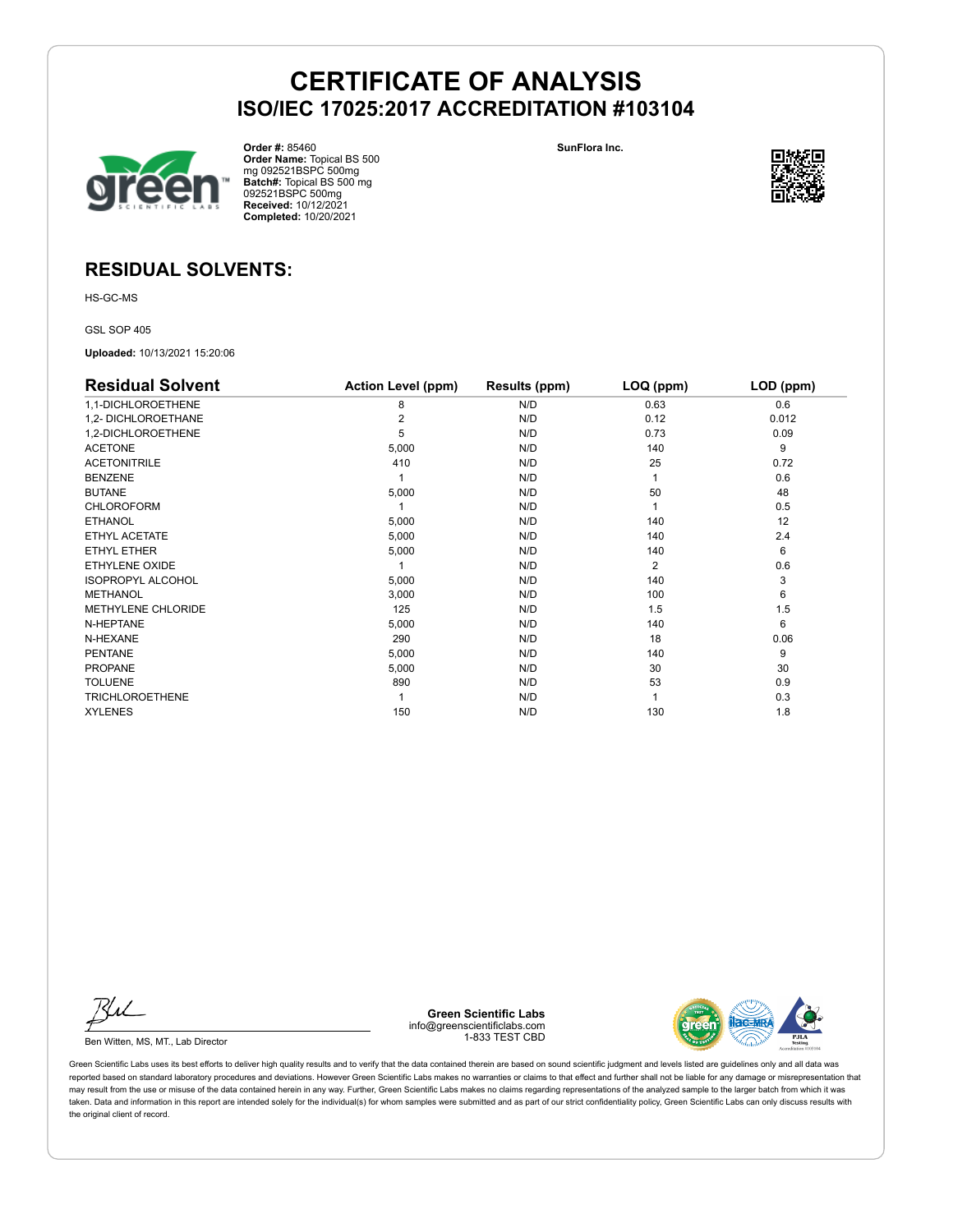# CERTIFICATE OF ANALYSIS
## ISO/IEC 17025:2017 ACCREDITATION #103104

**Order #:** 85460
**Order Name:** Topical BS 500 mg 092521BSPC 500mg
**Batch#:** Topical BS 500 mg 092521BSPC 500mg
**Received:** 10/12/2021
**Completed:** 10/20/2021

**SunFlora Inc.**

## RESIDUAL SOLVENTS:

HS-GC-MS

GSL SOP 405

**Uploaded:** 10/13/2021 15:20:06

| Residual Solvent | Action Level (ppm) | Results (ppm) | LOQ (ppm) | LOD (ppm) |
|---|---|---|---|---|
| 1,1-DICHLOROETHENE | 8 | N/D | 0.63 | 0.6 |
| 1,2- DICHLOROETHANE | 2 | N/D | 0.12 | 0.012 |
| 1,2-DICHLOROETHENE | 5 | N/D | 0.73 | 0.09 |
| ACETONE | 5,000 | N/D | 140 | 9 |
| ACETONITRILE | 410 | N/D | 25 | 0.72 |
| BENZENE | 1 | N/D | 1 | 0.6 |
| BUTANE | 5,000 | N/D | 50 | 48 |
| CHLOROFORM | 1 | N/D | 1 | 0.5 |
| ETHANOL | 5,000 | N/D | 140 | 12 |
| ETHYL ACETATE | 5,000 | N/D | 140 | 2.4 |
| ETHYL ETHER | 5,000 | N/D | 140 | 6 |
| ETHYLENE OXIDE | 1 | N/D | 2 | 0.6 |
| ISOPROPYL ALCOHOL | 5,000 | N/D | 140 | 3 |
| METHANOL | 3,000 | N/D | 100 | 6 |
| METHYLENE CHLORIDE | 125 | N/D | 1.5 | 1.5 |
| N-HEPTANE | 5,000 | N/D | 140 | 6 |
| N-HEXANE | 290 | N/D | 18 | 0.06 |
| PENTANE | 5,000 | N/D | 140 | 9 |
| PROPANE | 5,000 | N/D | 30 | 30 |
| TOLUENE | 890 | N/D | 53 | 0.9 |
| TRICHLOROETHENE | 1 | N/D | 1 | 0.3 |
| XYLENES | 150 | N/D | 130 | 1.8 |

Ben Witten, MS, MT., Lab Director

**Green Scientific Labs**
info@greenscientificlabs.com
1-833 TEST CBD

Green Scientific Labs uses its best efforts to deliver high quality results and to verify that the data contained therein are based on sound scientific judgment and levels listed are guidelines only and all data was reported based on standard laboratory procedures and deviations. However Green Scientific Labs makes no warranties or claims to that effect and further shall not be liable for any damage or misrepresentation that may result from the use or misuse of the data contained herein in any way. Further, Green Scientific Labs makes no claims regarding representations of the analyzed sample to the larger batch from which it was taken. Data and information in this report are intended solely for the individual(s) for whom samples were submitted and as part of our strict confidentiality policy, Green Scientific Labs can only discuss results with the original client of record.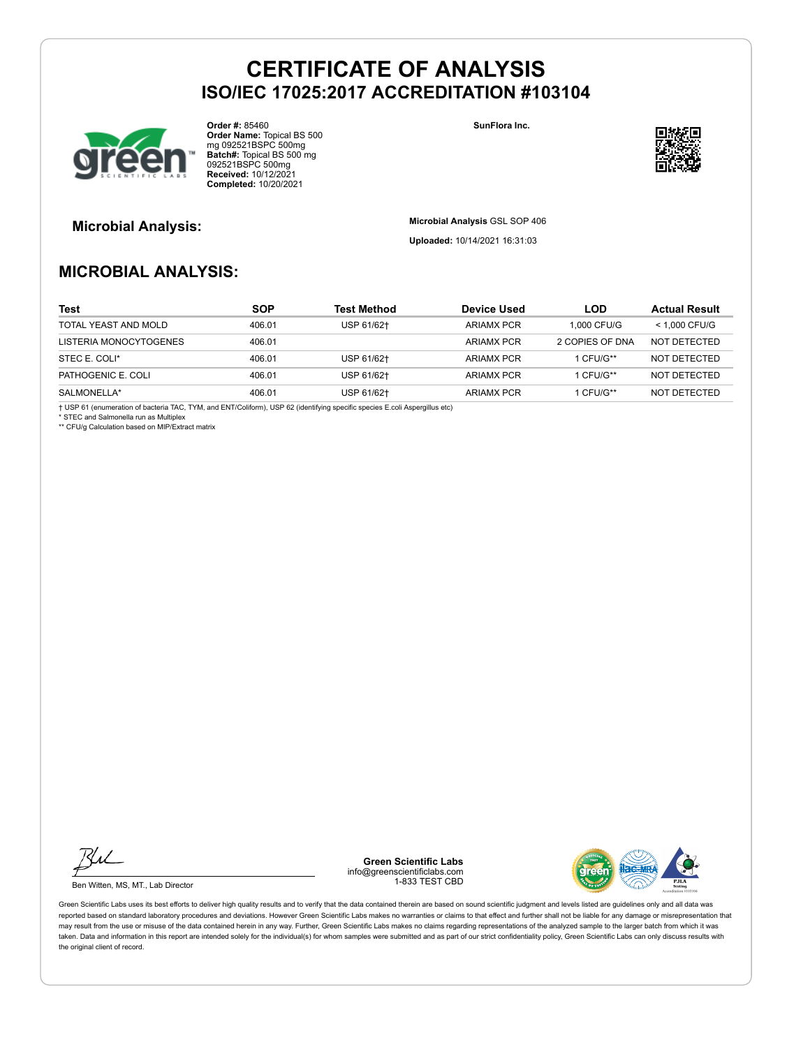# CERTIFICATE OF ANALYSIS
## ISO/IEC 17025:2017 ACCREDITATION #103104

**Order #:** 85460
**Order Name:** Topical BS 500 mg 092521BSPC 500mg
**Batch#:** Topical BS 500 mg 092521BSPC 500mg
**Received:** 10/12/2021
**Completed:** 10/20/2021

**SunFlora Inc.**

### Microbial Analysis:

**Microbial Analysis** GSL SOP 406

**Uploaded:** 10/14/2021 16:31:03

## MICROBIAL ANALYSIS:

| Test | SOP | Test Method | Device Used | LOD | Actual Result |
|---|---|---|---|---|---|
| TOTAL YEAST AND MOLD | 406.01 | USP 61/62† | ARIAMX PCR | 1,000 CFU/G | < 1,000 CFU/G |
| LISTERIA MONOCYTOGENES | 406.01 | | ARIAMX PCR | 2 COPIES OF DNA | NOT DETECTED |
| STEC E. COLI* | 406.01 | USP 61/62† | ARIAMX PCR | 1 CFU/G** | NOT DETECTED |
| PATHOGENIC E. COLI | 406.01 | USP 61/62† | ARIAMX PCR | 1 CFU/G** | NOT DETECTED |
| SALMONELLA* | 406.01 | USP 61/62† | ARIAMX PCR | 1 CFU/G** | NOT DETECTED |

† USP 61 (enumeration of bacteria TAC, TYM, and ENT/Coliform), USP 62 (identifying specific species E.coli Aspergillus etc)
* STEC and Salmonella run as Multiplex
** CFU/g Calculation based on MIP/Extract matrix

Ben Witten, MS, MT., Lab Director

**Green Scientific Labs**
info@greenscientificlabs.com
1-833 TEST CBD

Green Scientific Labs uses its best efforts to deliver high quality results and to verify that the data contained therein are based on sound scientific judgment and levels listed are guidelines only and all data was reported based on standard laboratory procedures and deviations. However Green Scientific Labs makes no warranties or claims to that effect and further shall not be liable for any damage or misrepresentation that may result from the use or misuse of the data contained herein in any way. Further, Green Scientific Labs makes no claims regarding representations of the analyzed sample to the larger batch from which it was taken. Data and information in this report are intended solely for the individual(s) for whom samples were submitted and as part of our strict confidentiality policy, Green Scientific Labs can only discuss results with the original client of record.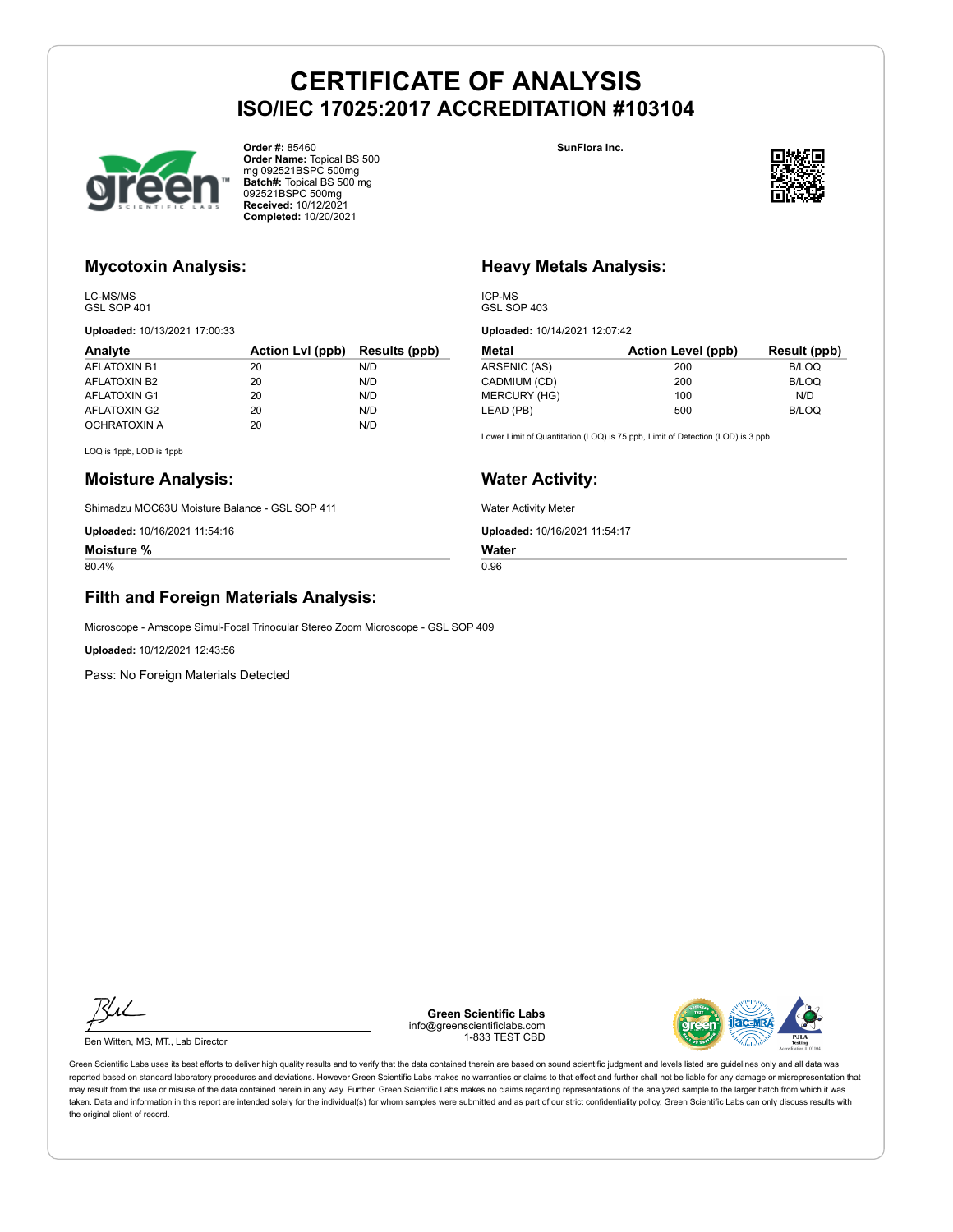# CERTIFICATE OF ANALYSIS
## ISO/IEC 17025:2017 ACCREDITATION #103104

**Order #:** 85460
**Order Name:** Topical BS 500 mg 092521BSPC 500mg
**Batch#:** Topical BS 500 mg 092521BSPC 500mg
**Received:** 10/12/2021
**Completed:** 10/20/2021

**SunFlora Inc.**

## Mycotoxin Analysis:

LC-MS/MS
GSL SOP 401

**Uploaded:** 10/13/2021 17:00:33

| Analyte | Action Lvl (ppb) | Results (ppb) |
|---|---|---|
| AFLATOXIN B1 | 20 | N/D |
| AFLATOXIN B2 | 20 | N/D |
| AFLATOXIN G1 | 20 | N/D |
| AFLATOXIN G2 | 20 | N/D |
| OCHRATOXIN A | 20 | N/D |

LOQ is 1ppb, LOD is 1ppb

## Heavy Metals Analysis:

ICP-MS
GSL SOP 403

**Uploaded:** 10/14/2021 12:07:42

| Metal | Action Level (ppb) | Result (ppb) |
|---|---|---|
| ARSENIC (AS) | 200 | B/LOQ |
| CADMIUM (CD) | 200 | B/LOQ |
| MERCURY (HG) | 100 | N/D |
| LEAD (PB) | 500 | B/LOQ |

Lower Limit of Quantitation (LOQ) is 75 ppb, Limit of Detection (LOD) is 3 ppb

## Moisture Analysis:

Shimadzu MOC63U Moisture Balance - GSL SOP 411

**Uploaded:** 10/16/2021 11:54:16

| Moisture % |
|---|
| 80.4% |

## Water Activity:

Water Activity Meter

**Uploaded:** 10/16/2021 11:54:17

| Water |
|---|
| 0.96 |

## Filth and Foreign Materials Analysis:

Microscope - Amscope Simul-Focal Trinocular Stereo Zoom Microscope - GSL SOP 409

**Uploaded:** 10/12/2021 12:43:56

Pass: No Foreign Materials Detected

Ben Witten, MS, MT., Lab Director

**Green Scientific Labs**
info@greenscientificlabs.com
1-833 TEST CBD

Green Scientific Labs uses its best efforts to deliver high quality results and to verify that the data contained therein are based on sound scientific judgment and levels listed are guidelines only and all data was reported based on standard laboratory procedures and deviations. However Green Scientific Labs makes no warranties or claims to that effect and further shall not be liable for any damage or misrepresentation that may result from the use or misuse of the data contained herein in any way. Further, Green Scientific Labs makes no claims regarding representations of the analyzed sample to the larger batch from which it was taken. Data and information in this report are intended solely for the individual(s) for whom samples were submitted and as part of our strict confidentiality policy, Green Scientific Labs can only discuss results with the original client of record.